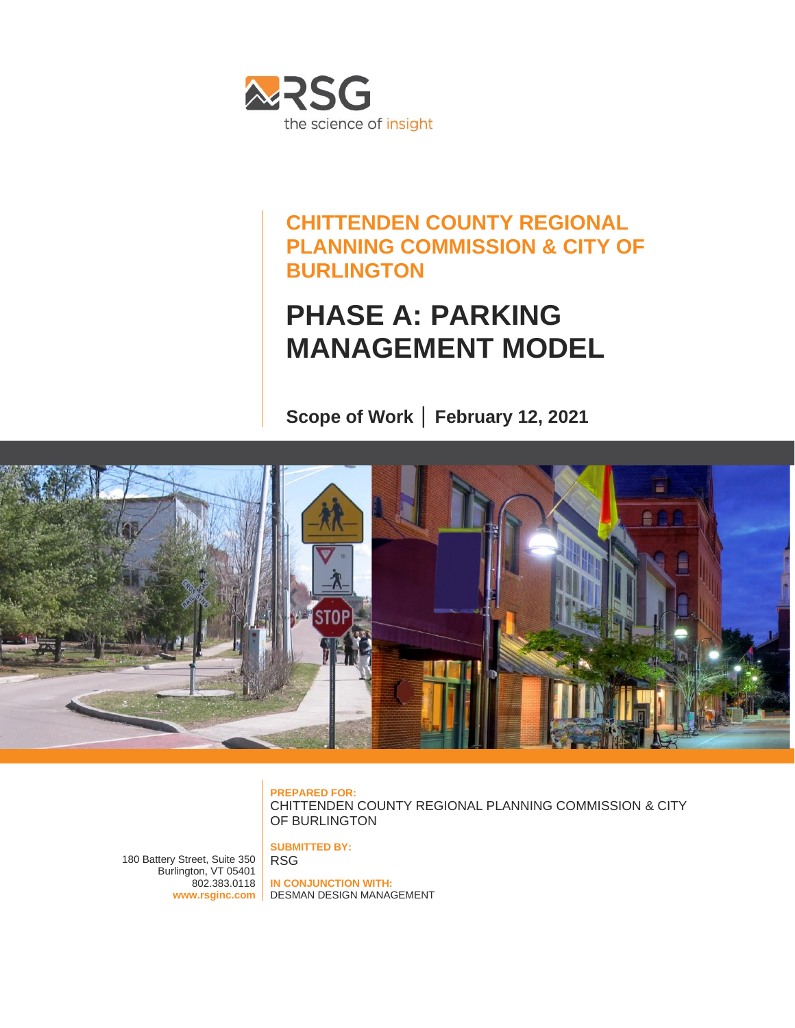RSG

the science of insight

**CHITTENDEN COUNTY REGIONAL PLANNING COMMISSION & CITY OF BURLINGTON**

# PHASE A: PARKING MANAGEMENT MODEL

**Scope of Work | February 12, 2021**

**PREPARED FOR:**
CHITTENDEN COUNTY REGIONAL PLANNING COMMISSION & CITY OF BURLINGTON

**SUBMITTED BY:**
RSG

**IN CONJUNCTION WITH:**
DESMAN DESIGN MANAGEMENT

180 Battery Street, Suite 350
Burlington, VT 05401
802.383.0118
**www.rsginc.com**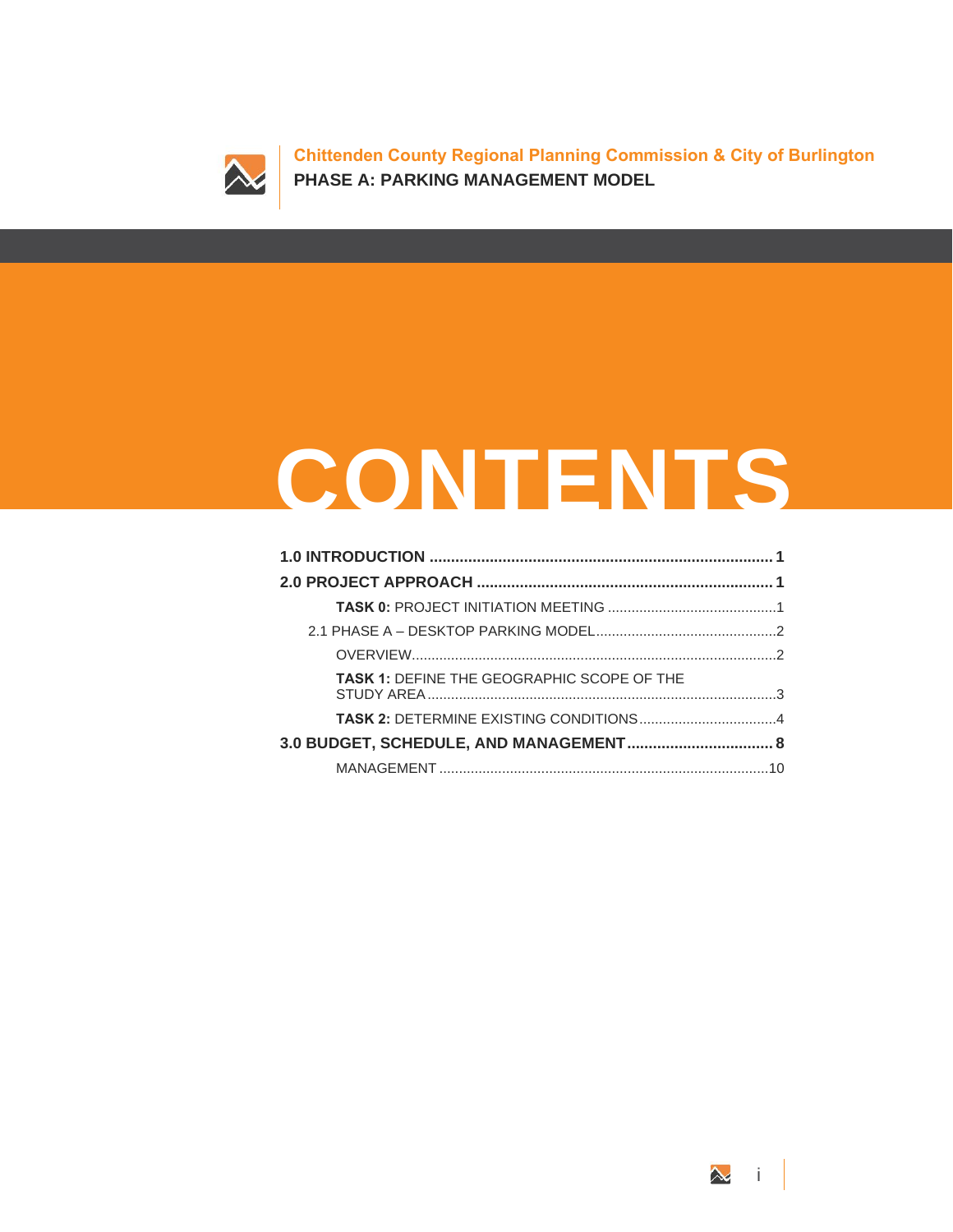# CONTENTS

**1.0 INTRODUCTION** ........ **1**

**2.0 PROJECT APPROACH** ........ **1**

- **TASK 0:** PROJECT INITIATION MEETING ........ 1
- 2.1 PHASE A – DESKTOP PARKING MODEL ........ 2
  - OVERVIEW ........ 2
  - **TASK 1:** DEFINE THE GEOGRAPHIC SCOPE OF THE STUDY AREA ........ 3
  - **TASK 2:** DETERMINE EXISTING CONDITIONS ........ 4

**3.0 BUDGET, SCHEDULE, AND MANAGEMENT** ........ **8**

- MANAGEMENT ........ 10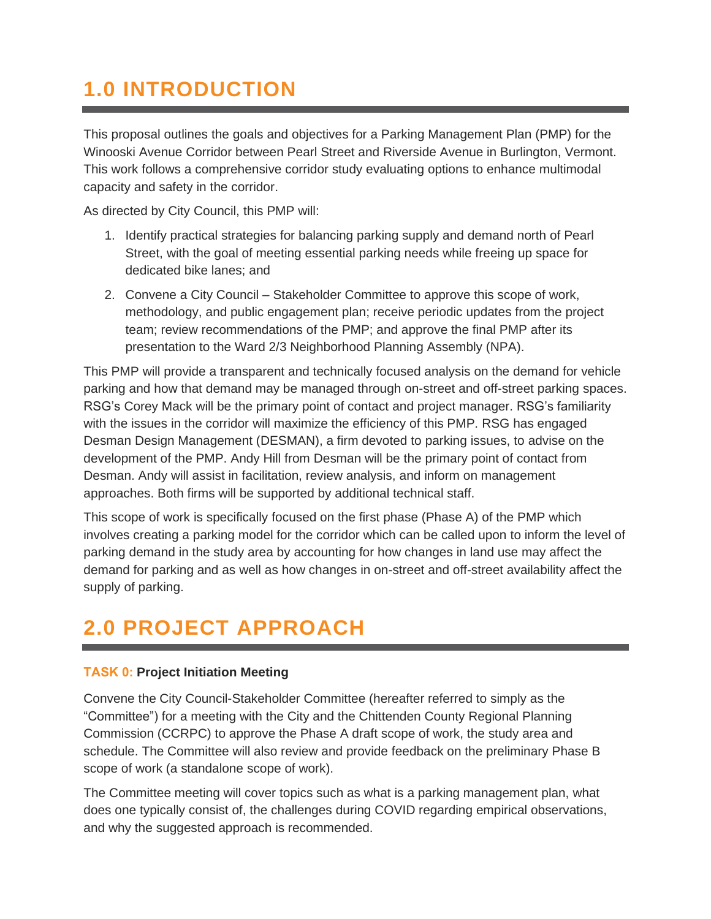# 1.0 INTRODUCTION

This proposal outlines the goals and objectives for a Parking Management Plan (PMP) for the Winooski Avenue Corridor between Pearl Street and Riverside Avenue in Burlington, Vermont. This work follows a comprehensive corridor study evaluating options to enhance multimodal capacity and safety in the corridor.

As directed by City Council, this PMP will:

1. Identify practical strategies for balancing parking supply and demand north of Pearl Street, with the goal of meeting essential parking needs while freeing up space for dedicated bike lanes; and
2. Convene a City Council – Stakeholder Committee to approve this scope of work, methodology, and public engagement plan; receive periodic updates from the project team; review recommendations of the PMP; and approve the final PMP after its presentation to the Ward 2/3 Neighborhood Planning Assembly (NPA).

This PMP will provide a transparent and technically focused analysis on the demand for vehicle parking and how that demand may be managed through on-street and off-street parking spaces. RSG's Corey Mack will be the primary point of contact and project manager. RSG's familiarity with the issues in the corridor will maximize the efficiency of this PMP. RSG has engaged Desman Design Management (DESMAN), a firm devoted to parking issues, to advise on the development of the PMP. Andy Hill from Desman will be the primary point of contact from Desman. Andy will assist in facilitation, review analysis, and inform on management approaches. Both firms will be supported by additional technical staff.

This scope of work is specifically focused on the first phase (Phase A) of the PMP which involves creating a parking model for the corridor which can be called upon to inform the level of parking demand in the study area by accounting for how changes in land use may affect the demand for parking and as well as how changes in on-street and off-street availability affect the supply of parking.

# 2.0 PROJECT APPROACH

### TASK 0: Project Initiation Meeting

Convene the City Council-Stakeholder Committee (hereafter referred to simply as the "Committee") for a meeting with the City and the Chittenden County Regional Planning Commission (CCRPC) to approve the Phase A draft scope of work, the study area and schedule. The Committee will also review and provide feedback on the preliminary Phase B scope of work (a standalone scope of work).

The Committee meeting will cover topics such as what is a parking management plan, what does one typically consist of, the challenges during COVID regarding empirical observations, and why the suggested approach is recommended.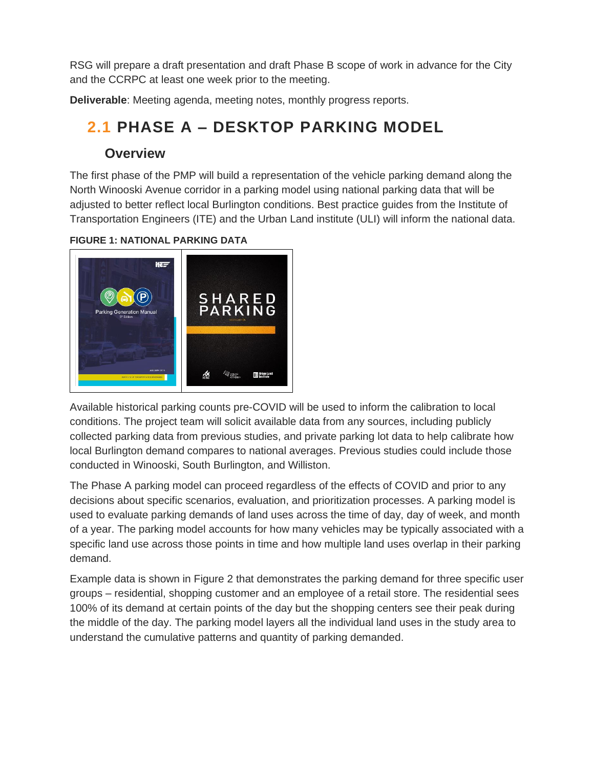RSG will prepare a draft presentation and draft Phase B scope of work in advance for the City and the CCRPC at least one week prior to the meeting.

**Deliverable**: Meeting agenda, meeting notes, monthly progress reports.

## 2.1 PHASE A – DESKTOP PARKING MODEL

### Overview

The first phase of the PMP will build a representation of the vehicle parking demand along the North Winooski Avenue corridor in a parking model using national parking data that will be adjusted to better reflect local Burlington conditions. Best practice guides from the Institute of Transportation Engineers (ITE) and the Urban Land institute (ULI) will inform the national data.

**FIGURE 1: NATIONAL PARKING DATA**

Available historical parking counts pre-COVID will be used to inform the calibration to local conditions. The project team will solicit available data from any sources, including publicly collected parking data from previous studies, and private parking lot data to help calibrate how local Burlington demand compares to national averages. Previous studies could include those conducted in Winooski, South Burlington, and Williston.

The Phase A parking model can proceed regardless of the effects of COVID and prior to any decisions about specific scenarios, evaluation, and prioritization processes. A parking model is used to evaluate parking demands of land uses across the time of day, day of week, and month of a year. The parking model accounts for how many vehicles may be typically associated with a specific land use across those points in time and how multiple land uses overlap in their parking demand.

Example data is shown in Figure 2 that demonstrates the parking demand for three specific user groups – residential, shopping customer and an employee of a retail store. The residential sees 100% of its demand at certain points of the day but the shopping centers see their peak during the middle of the day. The parking model layers all the individual land uses in the study area to understand the cumulative patterns and quantity of parking demanded.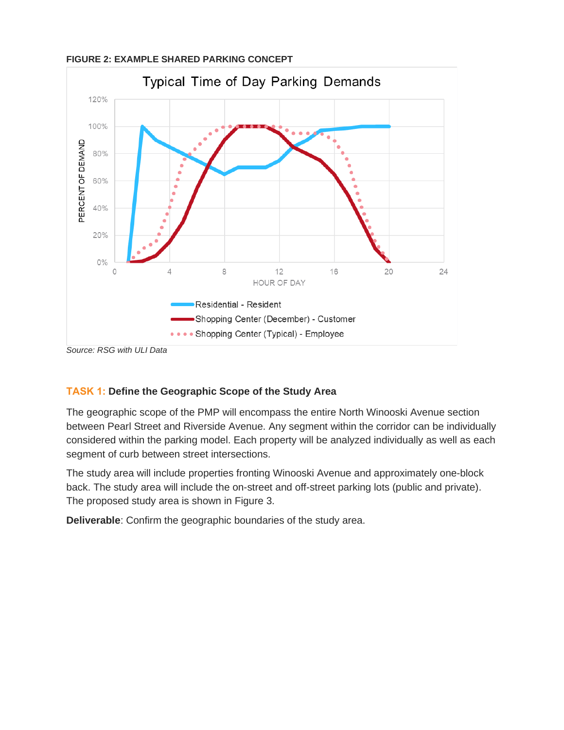**FIGURE 2: EXAMPLE SHARED PARKING CONCEPT**

Source: RSG with ULI Data

### TASK 1: Define the Geographic Scope of the Study Area

The geographic scope of the PMP will encompass the entire North Winooski Avenue section between Pearl Street and Riverside Avenue. Any segment within the corridor can be individually considered within the parking model. Each property will be analyzed individually as well as each segment of curb between street intersections.

The study area will include properties fronting Winooski Avenue and approximately one-block back. The study area will include the on-street and off-street parking lots (public and private). The proposed study area is shown in Figure 3.

**Deliverable**: Confirm the geographic boundaries of the study area.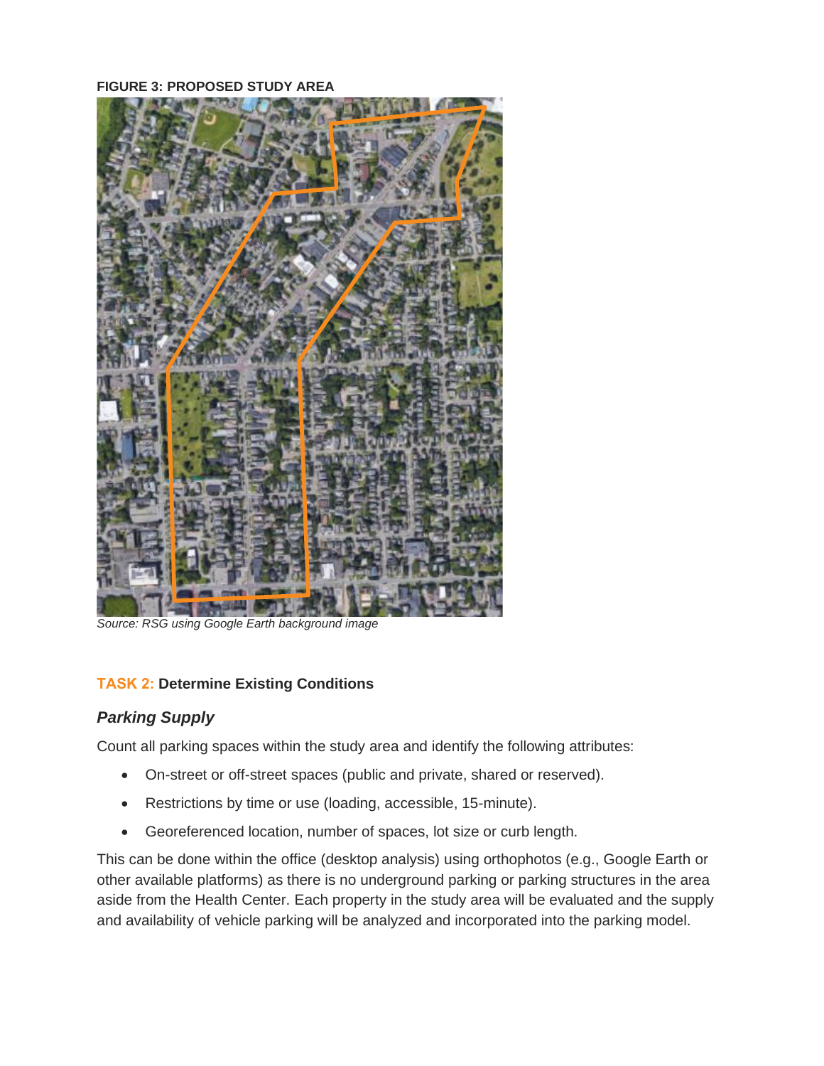**FIGURE 3: PROPOSED STUDY AREA**

*Source: RSG using Google Earth background image*

### TASK 2: Determine Existing Conditions

#### *Parking Supply*

Count all parking spaces within the study area and identify the following attributes:

- On-street or off-street spaces (public and private, shared or reserved).
- Restrictions by time or use (loading, accessible, 15-minute).
- Georeferenced location, number of spaces, lot size or curb length.

This can be done within the office (desktop analysis) using orthophotos (e.g., Google Earth or other available platforms) as there is no underground parking or parking structures in the area aside from the Health Center. Each property in the study area will be evaluated and the supply and availability of vehicle parking will be analyzed and incorporated into the parking model.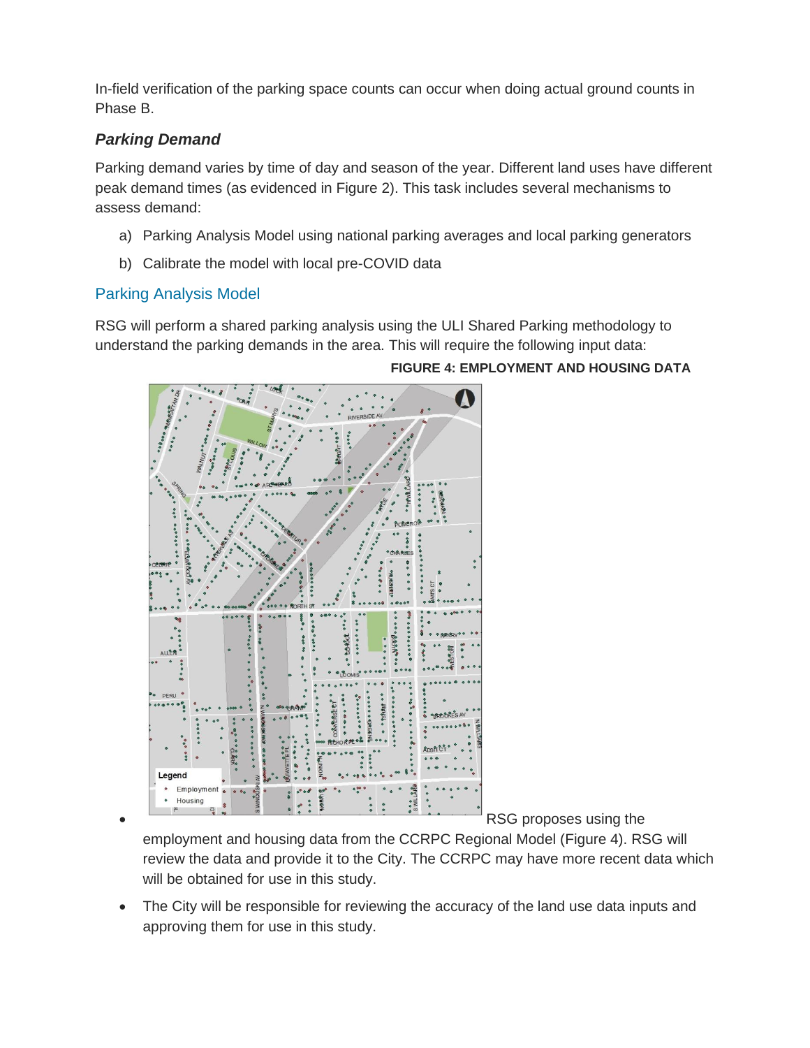In-field verification of the parking space counts can occur when doing actual ground counts in Phase B.

### *Parking Demand*

Parking demand varies by time of day and season of the year. Different land uses have different peak demand times (as evidenced in Figure 2). This task includes several mechanisms to assess demand:

a) Parking Analysis Model using national parking averages and local parking generators

b) Calibrate the model with local pre-COVID data

#### Parking Analysis Model

RSG will perform a shared parking analysis using the ULI Shared Parking methodology to understand the parking demands in the area. This will require the following input data:

**FIGURE 4: EMPLOYMENT AND HOUSING DATA**

- RSG proposes using the employment and housing data from the CCRPC Regional Model (Figure 4). RSG will review the data and provide it to the City. The CCRPC may have more recent data which will be obtained for use in this study.
- The City will be responsible for reviewing the accuracy of the land use data inputs and approving them for use in this study.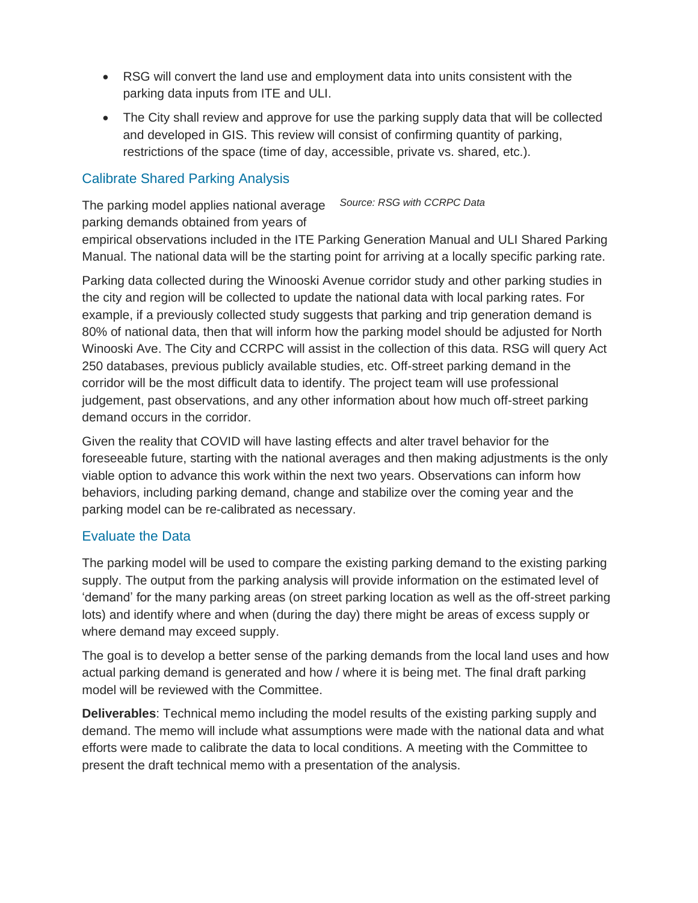- RSG will convert the land use and employment data into units consistent with the parking data inputs from ITE and ULI.
- The City shall review and approve for use the parking supply data that will be collected and developed in GIS. This review will consist of confirming quantity of parking, restrictions of the space (time of day, accessible, private vs. shared, etc.).

### Calibrate Shared Parking Analysis

*Source: RSG with CCRPC Data*

The parking model applies national average parking demands obtained from years of empirical observations included in the ITE Parking Generation Manual and ULI Shared Parking Manual. The national data will be the starting point for arriving at a locally specific parking rate.

Parking data collected during the Winooski Avenue corridor study and other parking studies in the city and region will be collected to update the national data with local parking rates. For example, if a previously collected study suggests that parking and trip generation demand is 80% of national data, then that will inform how the parking model should be adjusted for North Winooski Ave. The City and CCRPC will assist in the collection of this data. RSG will query Act 250 databases, previous publicly available studies, etc. Off-street parking demand in the corridor will be the most difficult data to identify. The project team will use professional judgement, past observations, and any other information about how much off-street parking demand occurs in the corridor.

Given the reality that COVID will have lasting effects and alter travel behavior for the foreseeable future, starting with the national averages and then making adjustments is the only viable option to advance this work within the next two years. Observations can inform how behaviors, including parking demand, change and stabilize over the coming year and the parking model can be re-calibrated as necessary.

### Evaluate the Data

The parking model will be used to compare the existing parking demand to the existing parking supply. The output from the parking analysis will provide information on the estimated level of 'demand' for the many parking areas (on street parking location as well as the off-street parking lots) and identify where and when (during the day) there might be areas of excess supply or where demand may exceed supply.

The goal is to develop a better sense of the parking demands from the local land uses and how actual parking demand is generated and how / where it is being met. The final draft parking model will be reviewed with the Committee.

**Deliverables**: Technical memo including the model results of the existing parking supply and demand. The memo will include what assumptions were made with the national data and what efforts were made to calibrate the data to local conditions. A meeting with the Committee to present the draft technical memo with a presentation of the analysis.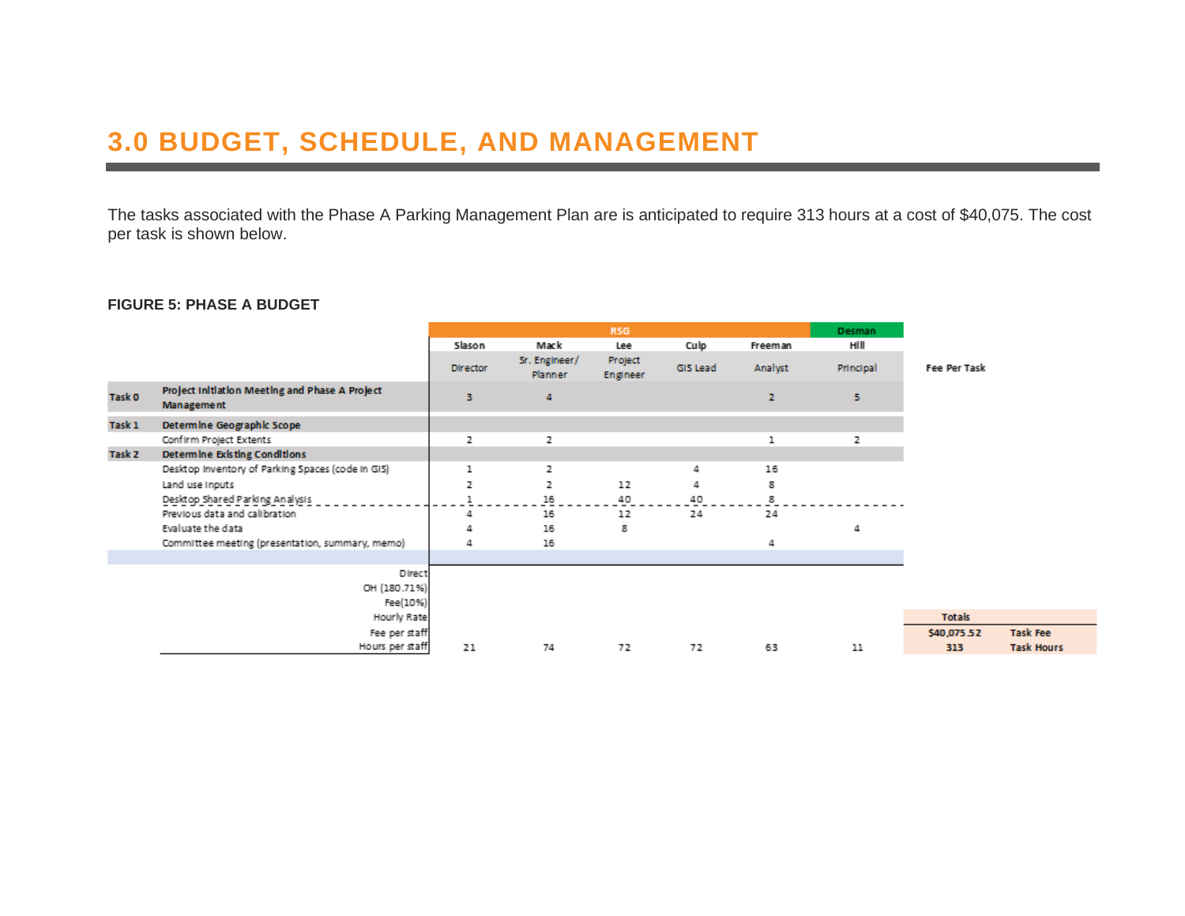# 3.0 BUDGET, SCHEDULE, AND MANAGEMENT

The tasks associated with the Phase A Parking Management Plan are is anticipated to require 313 hours at a cost of $40,075. The cost per task is shown below.

**FIGURE 5: PHASE A BUDGET**

| | | RSG | | | | | Desman | |
|---|---|---|---|---|---|---|---|---|
| | | Slason | Mack | Lee | Culp | Freeman | Hill | |
| | | Director | Sr. Engineer/ Planner | Project Engineer | GIS Lead | Analyst | Principal | Fee Per Task |
| **Task 0** | **Project Initiation Meeting and Phase A Project Management** | 3 | 4 | | | 2 | 5 | |
| **Task 1** | **Determine Geographic Scope** | | | | | | | |
| | Confirm Project Extents | 2 | 2 | | | 1 | 2 | |
| **Task 2** | **Determine Existing Conditions** | | | | | | | |
| | Desktop Inventory of Parking Spaces (code in GIS) | 1 | 2 | | 4 | 16 | | |
| | Land use inputs | 2 | 2 | 12 | 4 | 8 | | |
| | Desktop Shared Parking Analysis | 1 | 16 | 40 | 40 | 8 | | |
| | Previous data and calibration | 4 | 16 | 12 | 24 | 24 | | |
| | Evaluate the data | 4 | 16 | 8 | | | 4 | |
| | Committee meeting (presentation, summary, memo) | 4 | 16 | | | 4 | | |
| | Direct | | | | | | | |
| | OH (180.71%) | | | | | | | |
| | Fee(10%) | | | | | | | |
| | Hourly Rate | | | | | | | **Totals** |
| | Fee per staff | | | | | | | **$40,075.52** Task Fee |
| | Hours per staff | 21 | 74 | 72 | 72 | 63 | 11 | **313** Task Hours |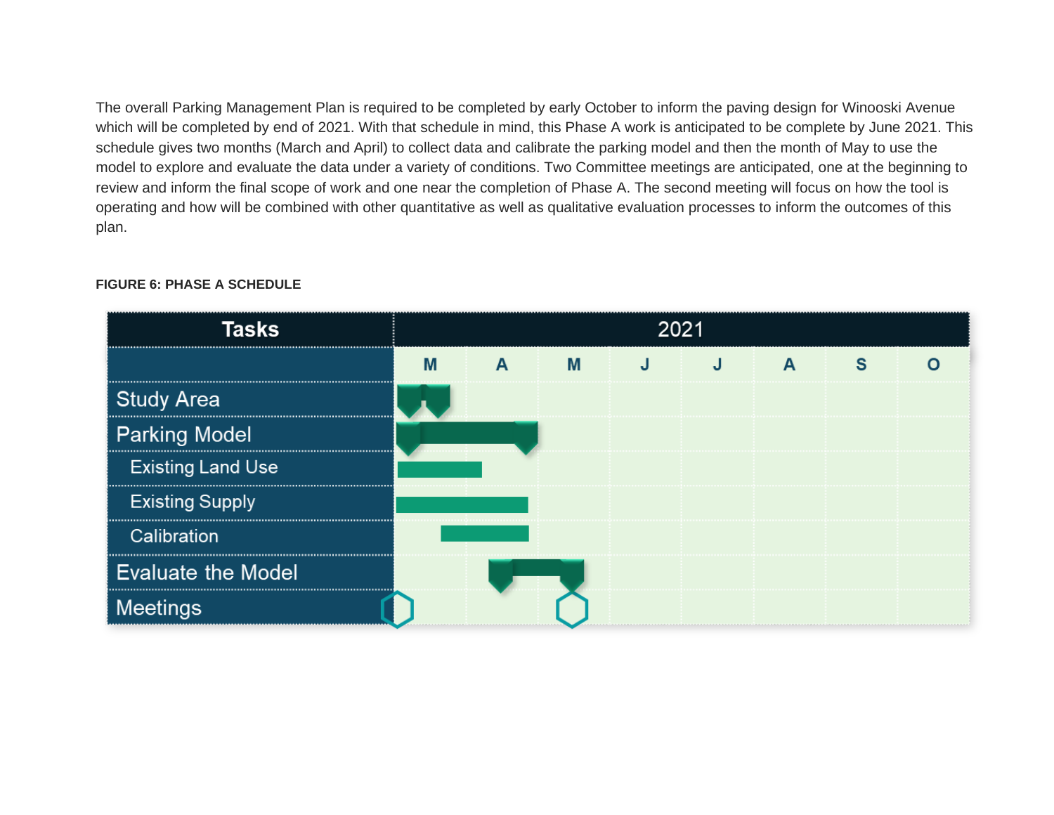The overall Parking Management Plan is required to be completed by early October to inform the paving design for Winooski Avenue which will be completed by end of 2021. With that schedule in mind, this Phase A work is anticipated to be complete by June 2021. This schedule gives two months (March and April) to collect data and calibrate the parking model and then the month of May to use the model to explore and evaluate the data under a variety of conditions. Two Committee meetings are anticipated, one at the beginning to review and inform the final scope of work and one near the completion of Phase A. The second meeting will focus on how the tool is operating and how will be combined with other quantitative as well as qualitative evaluation processes to inform the outcomes of this plan.

**FIGURE 6: PHASE A SCHEDULE**

| Tasks | 2021 | | | | | | | |
|---|---|---|---|---|---|---|---|---|
| | M | A | M | J | J | A | S | O |
| Study Area | | | | | | | | |
| Parking Model | | | | | | | | |
| Existing Land Use | | | | | | | | |
| Existing Supply | | | | | | | | |
| Calibration | | | | | | | | |
| Evaluate the Model | | | | | | | | |
| Meetings | | | | | | | | |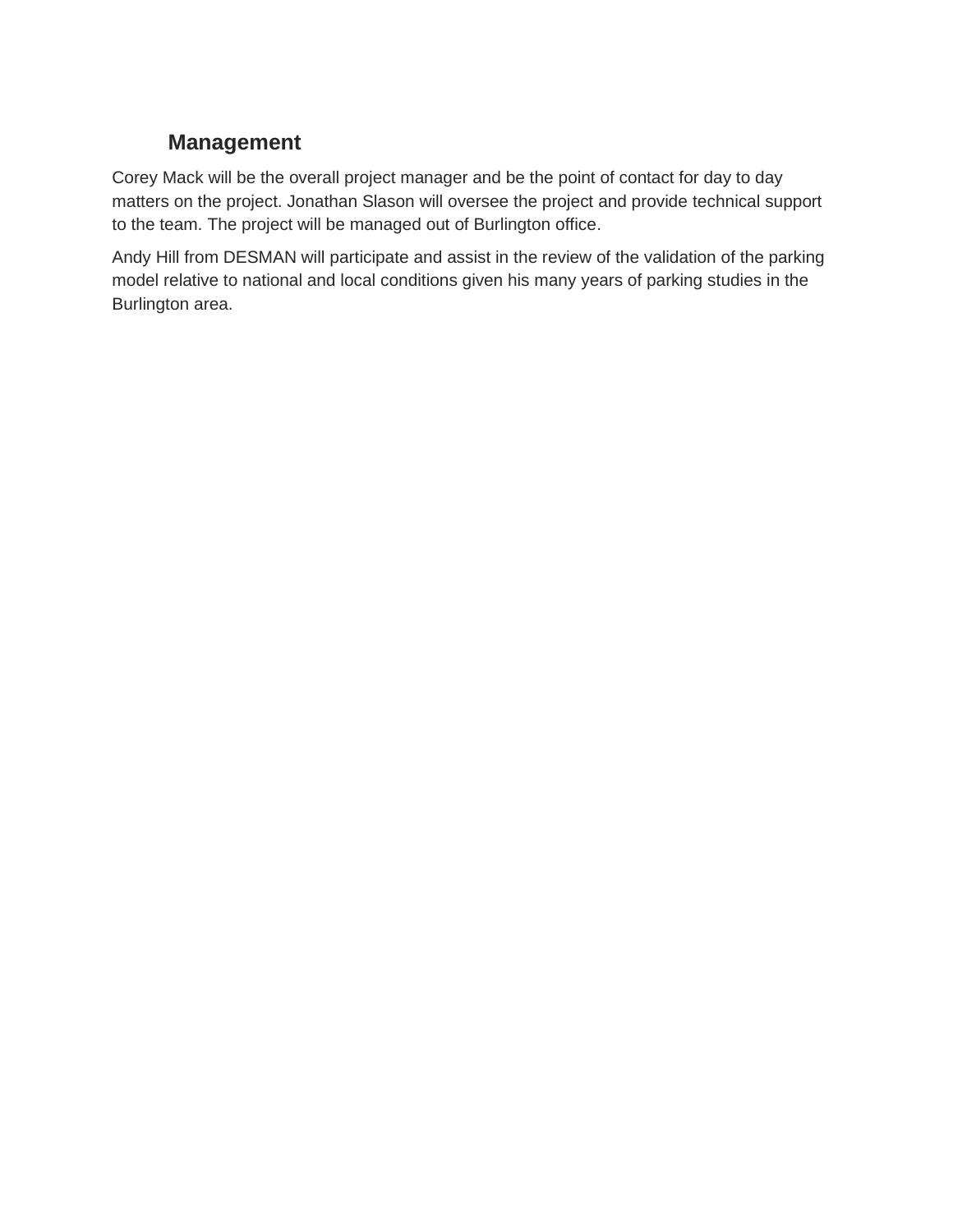## Management

Corey Mack will be the overall project manager and be the point of contact for day to day matters on the project. Jonathan Slason will oversee the project and provide technical support to the team. The project will be managed out of Burlington office.

Andy Hill from DESMAN will participate and assist in the review of the validation of the parking model relative to national and local conditions given his many years of parking studies in the Burlington area.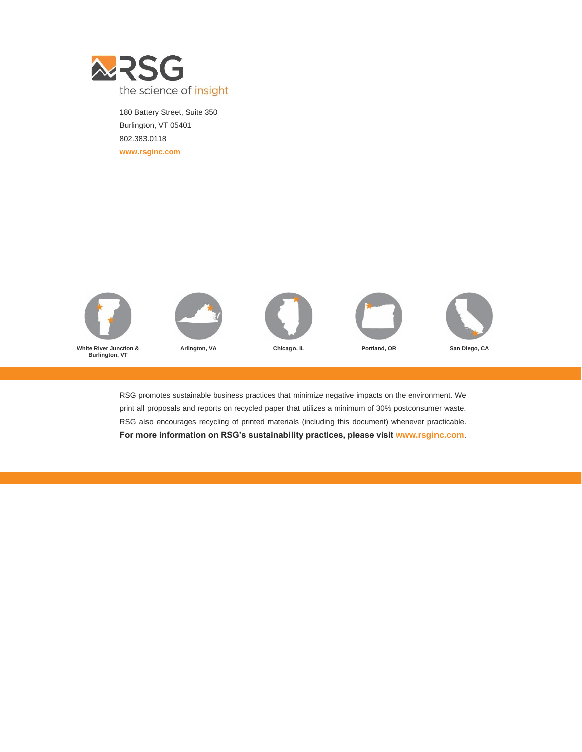RSG

the science of insight

180 Battery Street, Suite 350
Burlington, VT 05401
802.383.0118
www.rsginc.com

White River Junction & Burlington, VT

Arlington, VA

Chicago, IL

Portland, OR

San Diego, CA

RSG promotes sustainable business practices that minimize negative impacts on the environment. We print all proposals and reports on recycled paper that utilizes a minimum of 30% postconsumer waste. RSG also encourages recycling of printed materials (including this document) whenever practicable. **For more information on RSG's sustainability practices, please visit www.rsginc.com**.